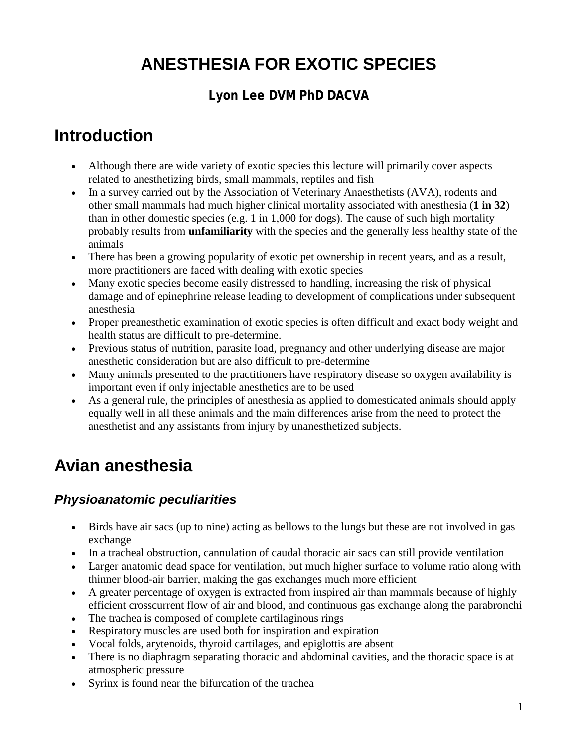# ANESTHESIA FOR EXOTIC SPECIES

### Lyon Lee DVM PhD DACVA

## Introduction

- Although there are wide variety of exotic species this lecture will primarily cover aspects related to anesthetizing birds, small mammals, reptiles and fish
- In a survey carried out by the Association of Veterinary Anaesthetists (AVA), rodents and other small mammals had much higher clinical mortality associated with anesthesia (**1 in 32**) than in other domestic species (e.g. 1 in 1,000 for dogs). The cause of such high mortality probably results from **unfamiliarity** with the species and the generally less healthy state of the animals
- There has been a growing popularity of exotic pet ownership in recent years, and as a result, more practitioners are faced with dealing with exotic species
- Many exotic species become easily distressed to handling, increasing the risk of physical damage and of epinephrine release leading to development of complications under subsequent anesthesia
- Proper preanesthetic examination of exotic species is often difficult and exact body weight and health status are difficult to pre-determine.
- Previous status of nutrition, parasite load, pregnancy and other underlying disease are major anesthetic consideration but are also difficult to pre-determine
- Many animals presented to the practitioners have respiratory disease so oxygen availability is important even if only injectable anesthetics are to be used
- As a general rule, the principles of anesthesia as applied to domesticated animals should apply equally well in all these animals and the main differences arise from the need to protect the anesthetist and any assistants from injury by unanesthetized subjects.

## Avian anesthesia

### *Physioanatomic peculiarities*

- Birds have air sacs (up to nine) acting as bellows to the lungs but these are not involved in gas exchange
- In a tracheal obstruction, cannulation of caudal thoracic air sacs can still provide ventilation
- Larger anatomic dead space for ventilation, but much higher surface to volume ratio along with thinner blood-air barrier, making the gas exchanges much more efficient
- A greater percentage of oxygen is extracted from inspired air than mammals because of highly efficient crosscurrent flow of air and blood, and continuous gas exchange along the parabronchi
- The trachea is composed of complete cartilaginous rings
- Respiratory muscles are used both for inspiration and expiration
- Vocal folds, arytenoids, thyroid cartilages, and epiglottis are absent
- There is no diaphragm separating thoracic and abdominal cavities, and the thoracic space is at atmospheric pressure
- Syrinx is found near the bifurcation of the trachea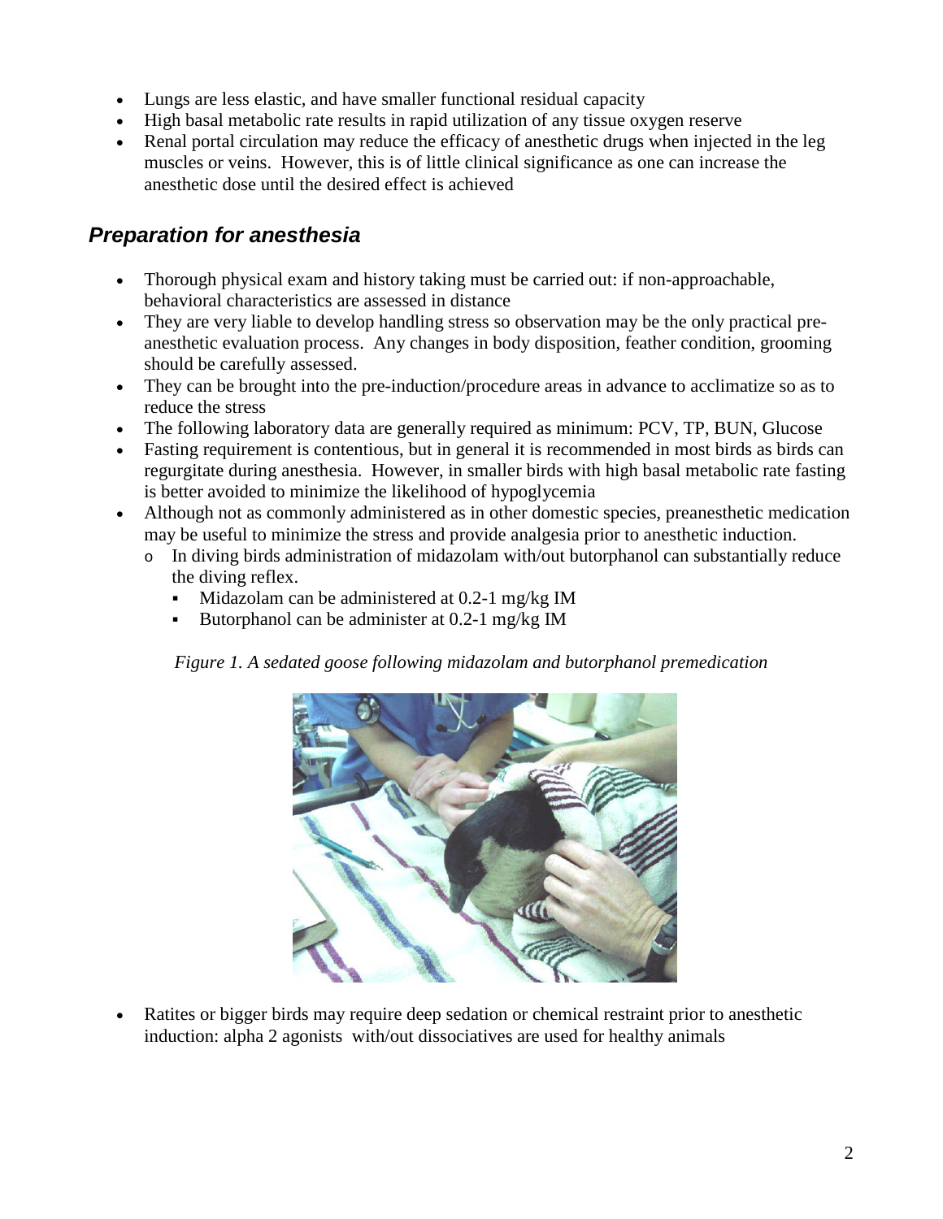- Lungs are less elastic, and have smaller functional residual capacity
- High basal metabolic rate results in rapid utilization of any tissue oxygen reserve
- Renal portal circulation may reduce the efficacy of anesthetic drugs when injected in the leg muscles or veins. However, this is of little clinical significance as one can increase the anesthetic dose until the desired effect is achieved

## *Preparation for anesthesia*

- Thorough physical exam and history taking must be carried out: if non-approachable, behavioral characteristics are assessed in distance
- They are very liable to develop handling stress so observation may be the only practical pre-anesthetic evaluation process. Any changes in body disposition, feather condition, grooming should be carefully assessed.
- They can be brought into the pre-induction/procedure areas in advance to acclimatize so as to reduce the stress
- The following laboratory data are generally required as minimum: PCV, TP, BUN, Glucose
- Fasting requirement is contentious, but in general it is recommended in most birds as birds can regurgitate during anesthesia. However, in smaller birds with high basal metabolic rate fasting is better avoided to minimize the likelihood of hypoglycemia
- Although not as commonly administered as in other domestic species, preanesthetic medication may be useful to minimize the stress and provide analgesia prior to anesthetic induction.
  - In diving birds administration of midazolam with/out butorphanol can substantially reduce the diving reflex.
    - Midazolam can be administered at 0.2-1 mg/kg IM
    - Butorphanol can be administer at 0.2-1 mg/kg IM

*Figure 1. A sedated goose following midazolam and butorphanol premedication*

- Ratites or bigger birds may require deep sedation or chemical restraint prior to anesthetic induction: alpha 2 agonists with/out dissociatives are used for healthy animals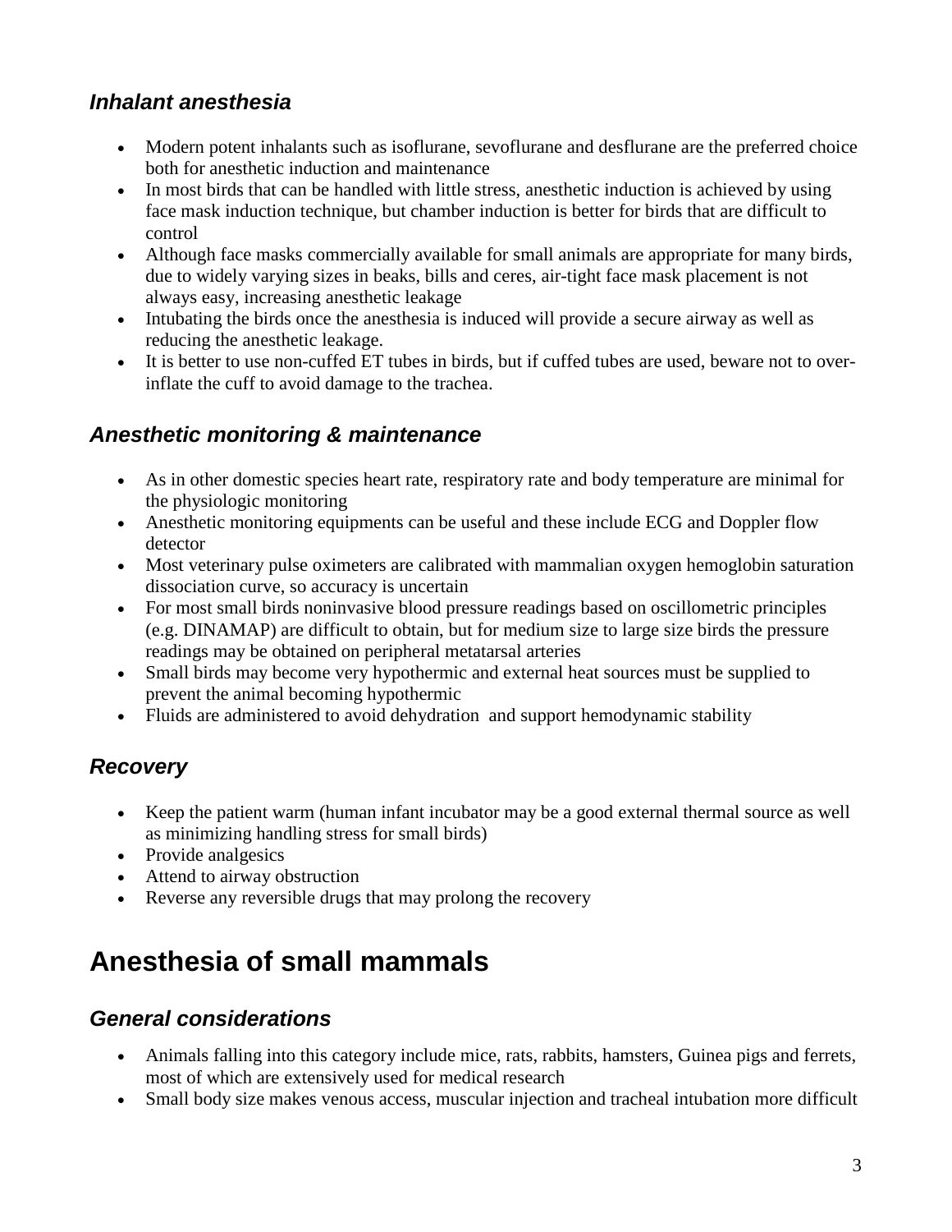### *Inhalant anesthesia*

- Modern potent inhalants such as isoflurane, sevoflurane and desflurane are the preferred choice both for anesthetic induction and maintenance
- In most birds that can be handled with little stress, anesthetic induction is achieved by using face mask induction technique, but chamber induction is better for birds that are difficult to control
- Although face masks commercially available for small animals are appropriate for many birds, due to widely varying sizes in beaks, bills and ceres, air-tight face mask placement is not always easy, increasing anesthetic leakage
- Intubating the birds once the anesthesia is induced will provide a secure airway as well as reducing the anesthetic leakage.
- It is better to use non-cuffed ET tubes in birds, but if cuffed tubes are used, beware not to over-inflate the cuff to avoid damage to the trachea.

### *Anesthetic monitoring & maintenance*

- As in other domestic species heart rate, respiratory rate and body temperature are minimal for the physiologic monitoring
- Anesthetic monitoring equipments can be useful and these include ECG and Doppler flow detector
- Most veterinary pulse oximeters are calibrated with mammalian oxygen hemoglobin saturation dissociation curve, so accuracy is uncertain
- For most small birds noninvasive blood pressure readings based on oscillometric principles (e.g. DINAMAP) are difficult to obtain, but for medium size to large size birds the pressure readings may be obtained on peripheral metatarsal arteries
- Small birds may become very hypothermic and external heat sources must be supplied to prevent the animal becoming hypothermic
- Fluids are administered to avoid dehydration and support hemodynamic stability

### *Recovery*

- Keep the patient warm (human infant incubator may be a good external thermal source as well as minimizing handling stress for small birds)
- Provide analgesics
- Attend to airway obstruction
- Reverse any reversible drugs that may prolong the recovery

## Anesthesia of small mammals

### *General considerations*

- Animals falling into this category include mice, rats, rabbits, hamsters, Guinea pigs and ferrets, most of which are extensively used for medical research
- Small body size makes venous access, muscular injection and tracheal intubation more difficult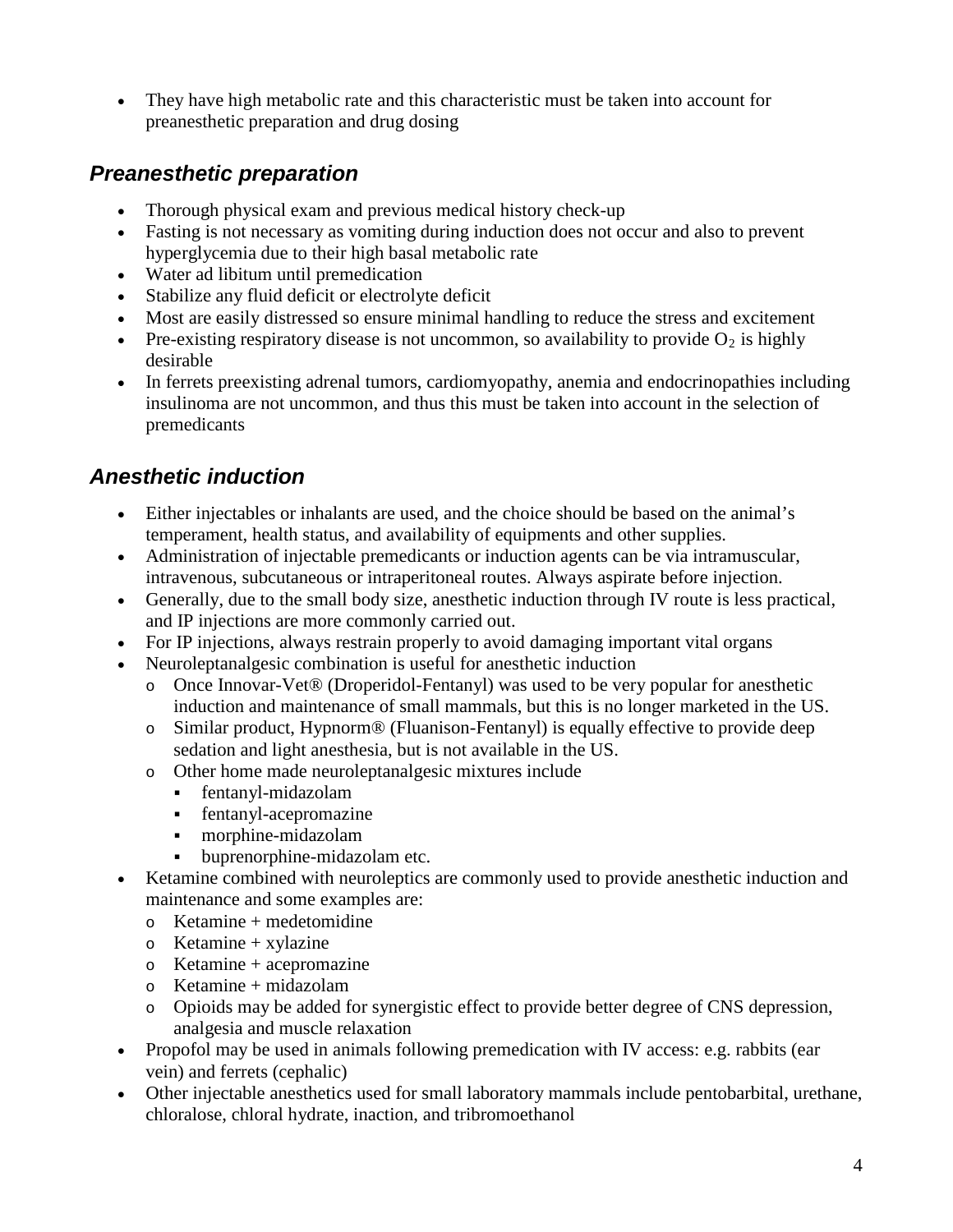- They have high metabolic rate and this characteristic must be taken into account for preanesthetic preparation and drug dosing

## *Preanesthetic preparation*

- Thorough physical exam and previous medical history check-up
- Fasting is not necessary as vomiting during induction does not occur and also to prevent hyperglycemia due to their high basal metabolic rate
- Water ad libitum until premedication
- Stabilize any fluid deficit or electrolyte deficit
- Most are easily distressed so ensure minimal handling to reduce the stress and excitement
- Pre-existing respiratory disease is not uncommon, so availability to provide $O_2$ is highly desirable
- In ferrets preexisting adrenal tumors, cardiomyopathy, anemia and endocrinopathies including insulinoma are not uncommon, and thus this must be taken into account in the selection of premedicants

## *Anesthetic induction*

- Either injectables or inhalants are used, and the choice should be based on the animal's temperament, health status, and availability of equipments and other supplies.
- Administration of injectable premedicants or induction agents can be via intramuscular, intravenous, subcutaneous or intraperitoneal routes. Always aspirate before injection.
- Generally, due to the small body size, anesthetic induction through IV route is less practical, and IP injections are more commonly carried out.
- For IP injections, always restrain properly to avoid damaging important vital organs
- Neuroleptanalgesic combination is useful for anesthetic induction
  - Once Innovar-Vet® (Droperidol-Fentanyl) was used to be very popular for anesthetic induction and maintenance of small mammals, but this is no longer marketed in the US.
  - Similar product, Hypnorm® (Fluanison-Fentanyl) is equally effective to provide deep sedation and light anesthesia, but is not available in the US.
  - Other home made neuroleptanalgesic mixtures include
    - fentanyl-midazolam
    - fentanyl-acepromazine
    - morphine-midazolam
    - buprenorphine-midazolam etc.
- Ketamine combined with neuroleptics are commonly used to provide anesthetic induction and maintenance and some examples are:
  - Ketamine + medetomidine
  - Ketamine + xylazine
  - Ketamine + acepromazine
  - Ketamine + midazolam
  - Opioids may be added for synergistic effect to provide better degree of CNS depression, analgesia and muscle relaxation
- Propofol may be used in animals following premedication with IV access: e.g. rabbits (ear vein) and ferrets (cephalic)
- Other injectable anesthetics used for small laboratory mammals include pentobarbital, urethane, chloralose, chloral hydrate, inaction, and tribromoethanol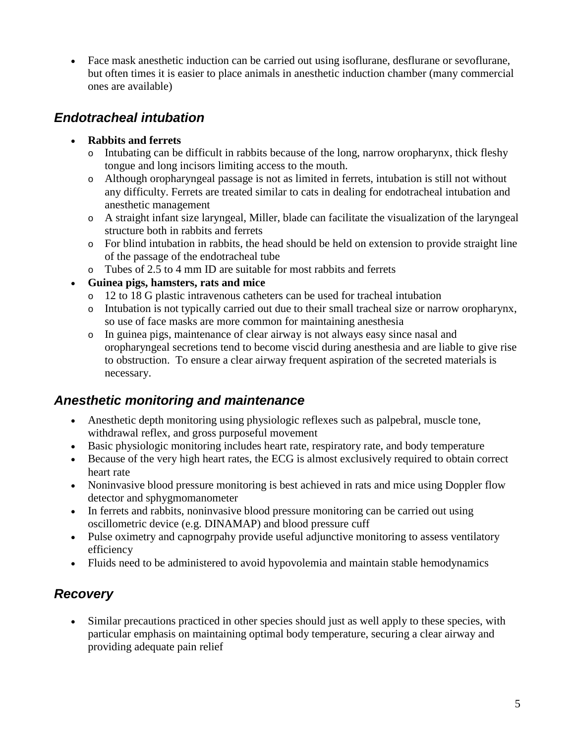- Face mask anesthetic induction can be carried out using isoflurane, desflurane or sevoflurane, but often times it is easier to place animals in anesthetic induction chamber (many commercial ones are available)

## *Endotracheal intubation*

- **Rabbits and ferrets**
  - Intubating can be difficult in rabbits because of the long, narrow oropharynx, thick fleshy tongue and long incisors limiting access to the mouth.
  - Although oropharyngeal passage is not as limited in ferrets, intubation is still not without any difficulty. Ferrets are treated similar to cats in dealing for endotracheal intubation and anesthetic management
  - A straight infant size laryngeal, Miller, blade can facilitate the visualization of the laryngeal structure both in rabbits and ferrets
  - For blind intubation in rabbits, the head should be held on extension to provide straight line of the passage of the endotracheal tube
  - Tubes of 2.5 to 4 mm ID are suitable for most rabbits and ferrets
- **Guinea pigs, hamsters, rats and mice**
  - 12 to 18 G plastic intravenous catheters can be used for tracheal intubation
  - Intubation is not typically carried out due to their small tracheal size or narrow oropharynx, so use of face masks are more common for maintaining anesthesia
  - In guinea pigs, maintenance of clear airway is not always easy since nasal and oropharyngeal secretions tend to become viscid during anesthesia and are liable to give rise to obstruction. To ensure a clear airway frequent aspiration of the secreted materials is necessary.

## *Anesthetic monitoring and maintenance*

- Anesthetic depth monitoring using physiologic reflexes such as palpebral, muscle tone, withdrawal reflex, and gross purposeful movement
- Basic physiologic monitoring includes heart rate, respiratory rate, and body temperature
- Because of the very high heart rates, the ECG is almost exclusively required to obtain correct heart rate
- Noninvasive blood pressure monitoring is best achieved in rats and mice using Doppler flow detector and sphygmomanometer
- In ferrets and rabbits, noninvasive blood pressure monitoring can be carried out using oscillometric device (e.g. DINAMAP) and blood pressure cuff
- Pulse oximetry and capnogrpahy provide useful adjunctive monitoring to assess ventilatory efficiency
- Fluids need to be administered to avoid hypovolemia and maintain stable hemodynamics

## *Recovery*

- Similar precautions practiced in other species should just as well apply to these species, with particular emphasis on maintaining optimal body temperature, securing a clear airway and providing adequate pain relief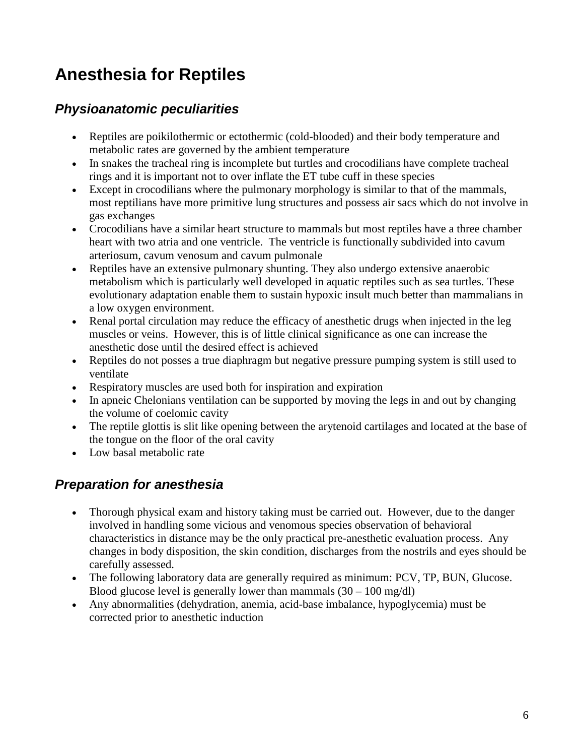# Anesthesia for Reptiles

## *Physioanatomic peculiarities*

- Reptiles are poikilothermic or ectothermic (cold-blooded) and their body temperature and metabolic rates are governed by the ambient temperature
- In snakes the tracheal ring is incomplete but turtles and crocodilians have complete tracheal rings and it is important not to over inflate the ET tube cuff in these species
- Except in crocodilians where the pulmonary morphology is similar to that of the mammals, most reptilians have more primitive lung structures and possess air sacs which do not involve in gas exchanges
- Crocodilians have a similar heart structure to mammals but most reptiles have a three chamber heart with two atria and one ventricle. The ventricle is functionally subdivided into cavum arteriosum, cavum venosum and cavum pulmonale
- Reptiles have an extensive pulmonary shunting. They also undergo extensive anaerobic metabolism which is particularly well developed in aquatic reptiles such as sea turtles. These evolutionary adaptation enable them to sustain hypoxic insult much better than mammalians in a low oxygen environment.
- Renal portal circulation may reduce the efficacy of anesthetic drugs when injected in the leg muscles or veins. However, this is of little clinical significance as one can increase the anesthetic dose until the desired effect is achieved
- Reptiles do not posses a true diaphragm but negative pressure pumping system is still used to ventilate
- Respiratory muscles are used both for inspiration and expiration
- In apneic Chelonians ventilation can be supported by moving the legs in and out by changing the volume of coelomic cavity
- The reptile glottis is slit like opening between the arytenoid cartilages and located at the base of the tongue on the floor of the oral cavity
- Low basal metabolic rate

## *Preparation for anesthesia*

- Thorough physical exam and history taking must be carried out. However, due to the danger involved in handling some vicious and venomous species observation of behavioral characteristics in distance may be the only practical pre-anesthetic evaluation process. Any changes in body disposition, the skin condition, discharges from the nostrils and eyes should be carefully assessed.
- The following laboratory data are generally required as minimum: PCV, TP, BUN, Glucose. Blood glucose level is generally lower than mammals (30 – 100 mg/dl)
- Any abnormalities (dehydration, anemia, acid-base imbalance, hypoglycemia) must be corrected prior to anesthetic induction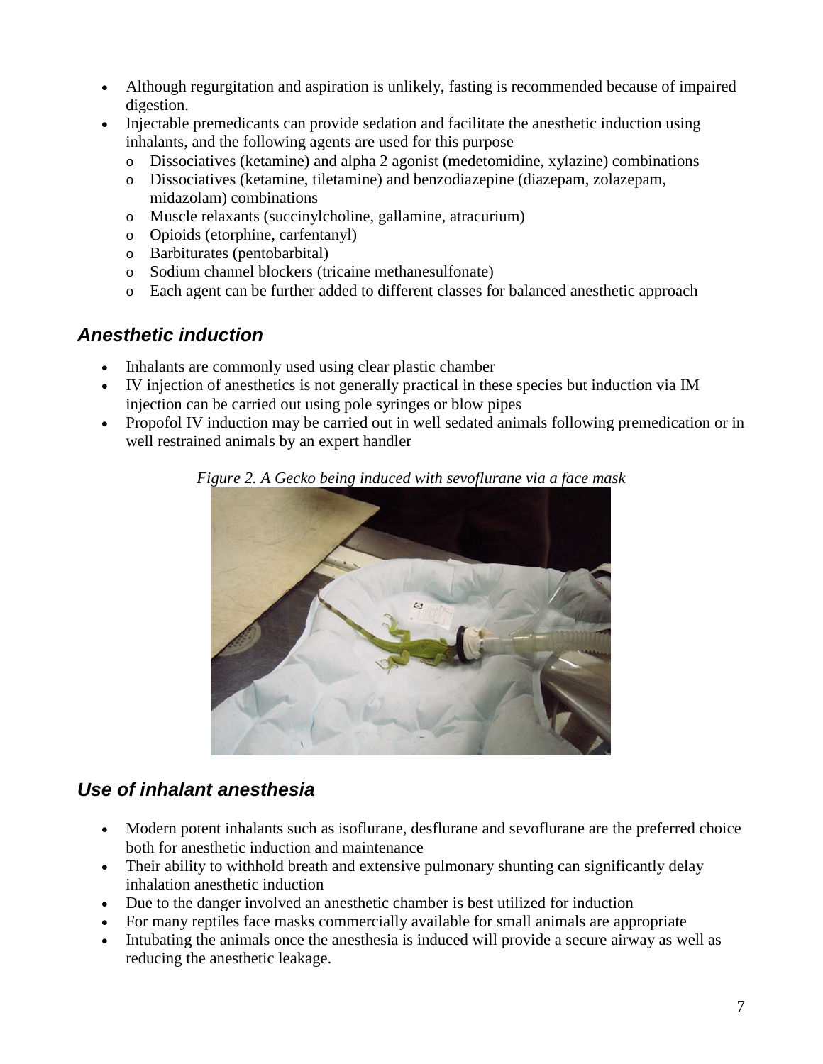- Although regurgitation and aspiration is unlikely, fasting is recommended because of impaired digestion.
- Injectable premedicants can provide sedation and facilitate the anesthetic induction using inhalants, and the following agents are used for this purpose
  - Dissociatives (ketamine) and alpha 2 agonist (medetomidine, xylazine) combinations
  - Dissociatives (ketamine, tiletamine) and benzodiazepine (diazepam, zolazepam, midazolam) combinations
  - Muscle relaxants (succinylcholine, gallamine, atracurium)
  - Opioids (etorphine, carfentanyl)
  - Barbiturates (pentobarbital)
  - Sodium channel blockers (tricaine methanesulfonate)
  - Each agent can be further added to different classes for balanced anesthetic approach

## Anesthetic induction

- Inhalants are commonly used using clear plastic chamber
- IV injection of anesthetics is not generally practical in these species but induction via IM injection can be carried out using pole syringes or blow pipes
- Propofol IV induction may be carried out in well sedated animals following premedication or in well restrained animals by an expert handler

*Figure 2. A Gecko being induced with sevoflurane via a face mask*

## Use of inhalant anesthesia

- Modern potent inhalants such as isoflurane, desflurane and sevoflurane are the preferred choice both for anesthetic induction and maintenance
- Their ability to withhold breath and extensive pulmonary shunting can significantly delay inhalation anesthetic induction
- Due to the danger involved an anesthetic chamber is best utilized for induction
- For many reptiles face masks commercially available for small animals are appropriate
- Intubating the animals once the anesthesia is induced will provide a secure airway as well as reducing the anesthetic leakage.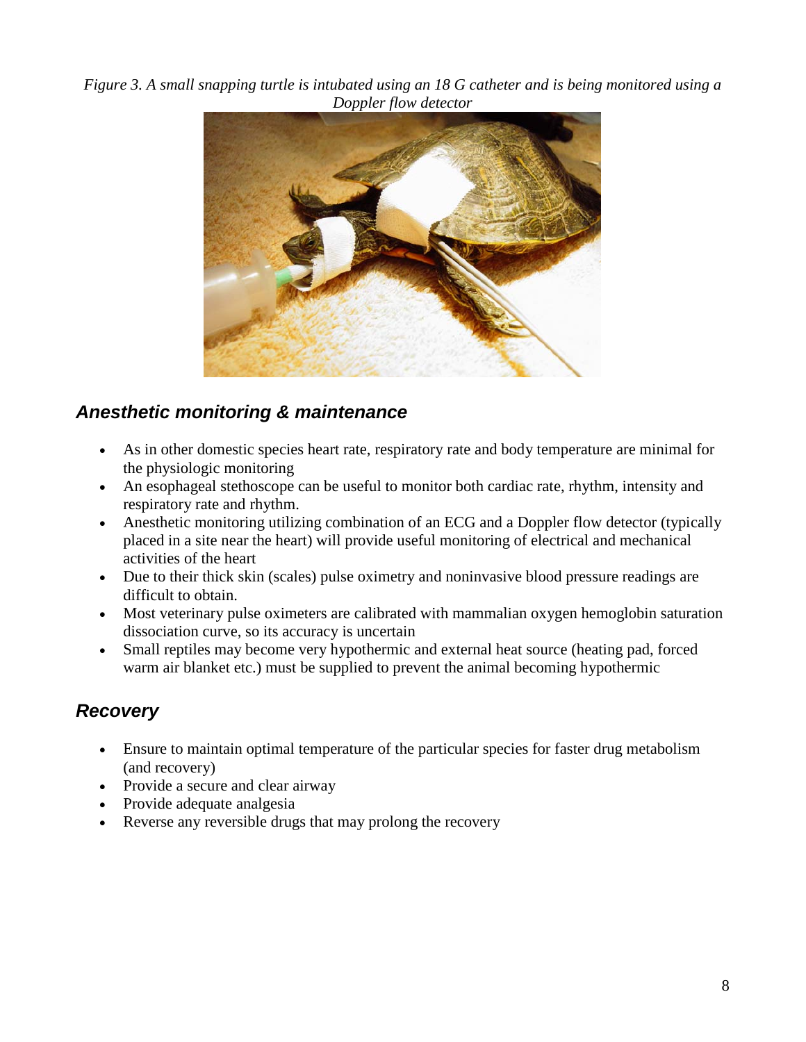*Figure 3. A small snapping turtle is intubated using an 18 G catheter and is being monitored using a Doppler flow detector*

## *Anesthetic monitoring & maintenance*

- As in other domestic species heart rate, respiratory rate and body temperature are minimal for the physiologic monitoring
- An esophageal stethoscope can be useful to monitor both cardiac rate, rhythm, intensity and respiratory rate and rhythm.
- Anesthetic monitoring utilizing combination of an ECG and a Doppler flow detector (typically placed in a site near the heart) will provide useful monitoring of electrical and mechanical activities of the heart
- Due to their thick skin (scales) pulse oximetry and noninvasive blood pressure readings are difficult to obtain.
- Most veterinary pulse oximeters are calibrated with mammalian oxygen hemoglobin saturation dissociation curve, so its accuracy is uncertain
- Small reptiles may become very hypothermic and external heat source (heating pad, forced warm air blanket etc.) must be supplied to prevent the animal becoming hypothermic

## *Recovery*

- Ensure to maintain optimal temperature of the particular species for faster drug metabolism (and recovery)
- Provide a secure and clear airway
- Provide adequate analgesia
- Reverse any reversible drugs that may prolong the recovery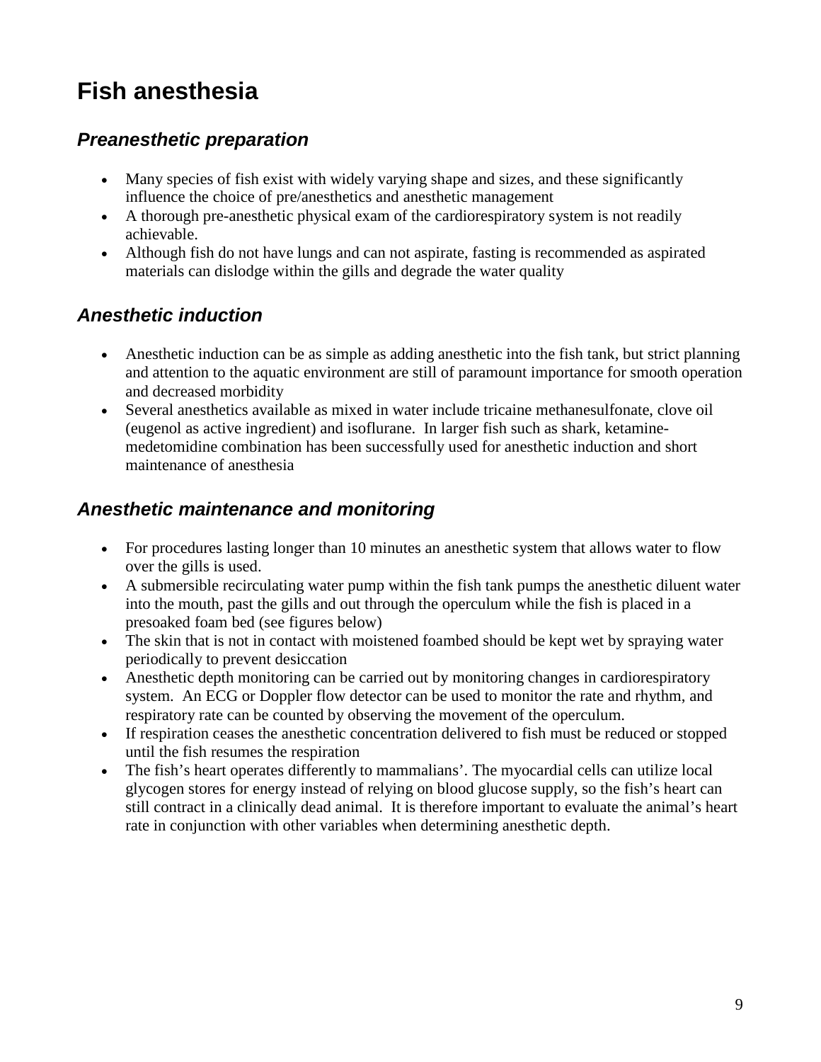# Fish anesthesia

## *Preanesthetic preparation*

- Many species of fish exist with widely varying shape and sizes, and these significantly influence the choice of pre/anesthetics and anesthetic management
- A thorough pre-anesthetic physical exam of the cardiorespiratory system is not readily achievable.
- Although fish do not have lungs and can not aspirate, fasting is recommended as aspirated materials can dislodge within the gills and degrade the water quality

## *Anesthetic induction*

- Anesthetic induction can be as simple as adding anesthetic into the fish tank, but strict planning and attention to the aquatic environment are still of paramount importance for smooth operation and decreased morbidity
- Several anesthetics available as mixed in water include tricaine methanesulfonate, clove oil (eugenol as active ingredient) and isoflurane. In larger fish such as shark, ketamine-medetomidine combination has been successfully used for anesthetic induction and short maintenance of anesthesia

## *Anesthetic maintenance and monitoring*

- For procedures lasting longer than 10 minutes an anesthetic system that allows water to flow over the gills is used.
- A submersible recirculating water pump within the fish tank pumps the anesthetic diluent water into the mouth, past the gills and out through the operculum while the fish is placed in a presoaked foam bed (see figures below)
- The skin that is not in contact with moistened foambed should be kept wet by spraying water periodically to prevent desiccation
- Anesthetic depth monitoring can be carried out by monitoring changes in cardiorespiratory system. An ECG or Doppler flow detector can be used to monitor the rate and rhythm, and respiratory rate can be counted by observing the movement of the operculum.
- If respiration ceases the anesthetic concentration delivered to fish must be reduced or stopped until the fish resumes the respiration
- The fish's heart operates differently to mammalians'. The myocardial cells can utilize local glycogen stores for energy instead of relying on blood glucose supply, so the fish's heart can still contract in a clinically dead animal. It is therefore important to evaluate the animal's heart rate in conjunction with other variables when determining anesthetic depth.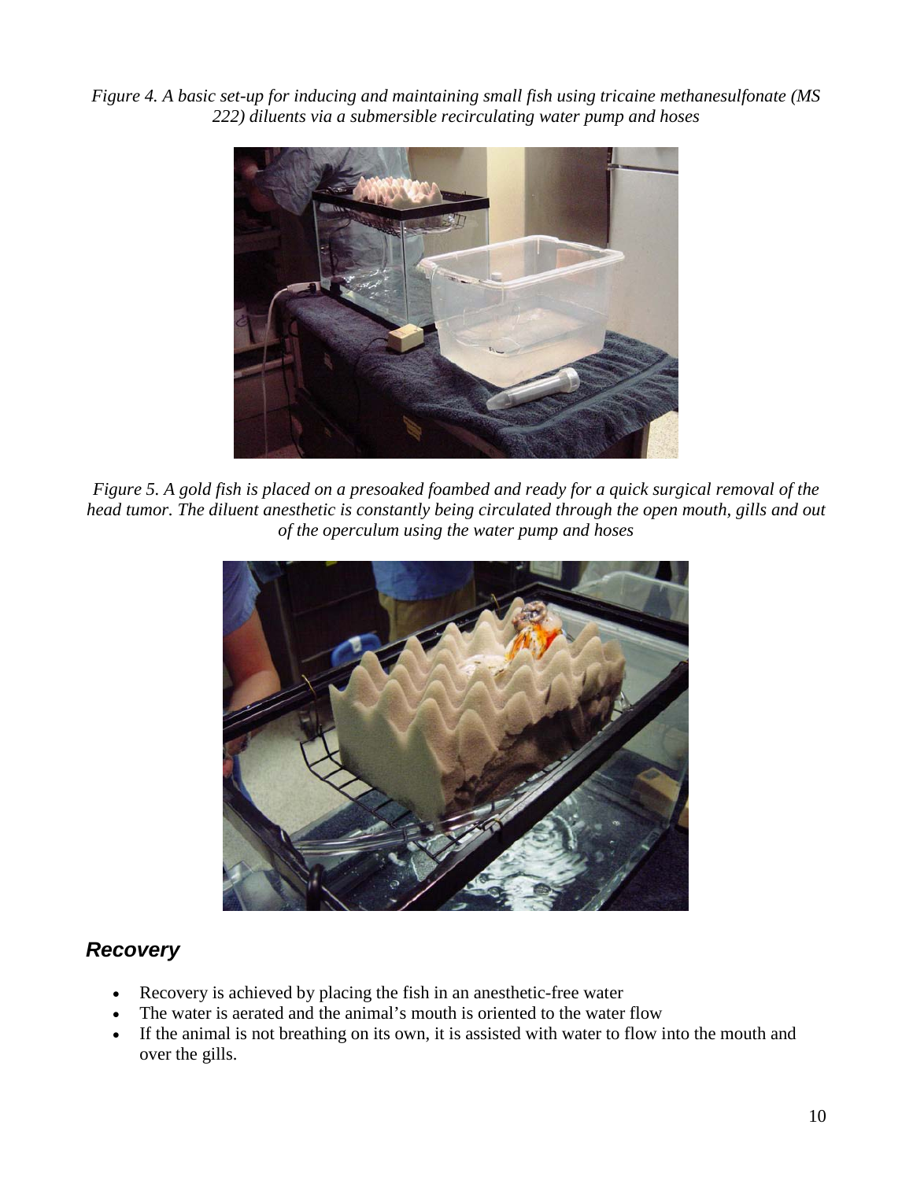*Figure 4. A basic set-up for inducing and maintaining small fish using tricaine methanesulfonate (MS 222) diluents via a submersible recirculating water pump and hoses*

*Figure 5. A gold fish is placed on a presoaked foambed and ready for a quick surgical removal of the head tumor. The diluent anesthetic is constantly being circulated through the open mouth, gills and out of the operculum using the water pump and hoses*

## *Recovery*

- Recovery is achieved by placing the fish in an anesthetic-free water
- The water is aerated and the animal's mouth is oriented to the water flow
- If the animal is not breathing on its own, it is assisted with water to flow into the mouth and over the gills.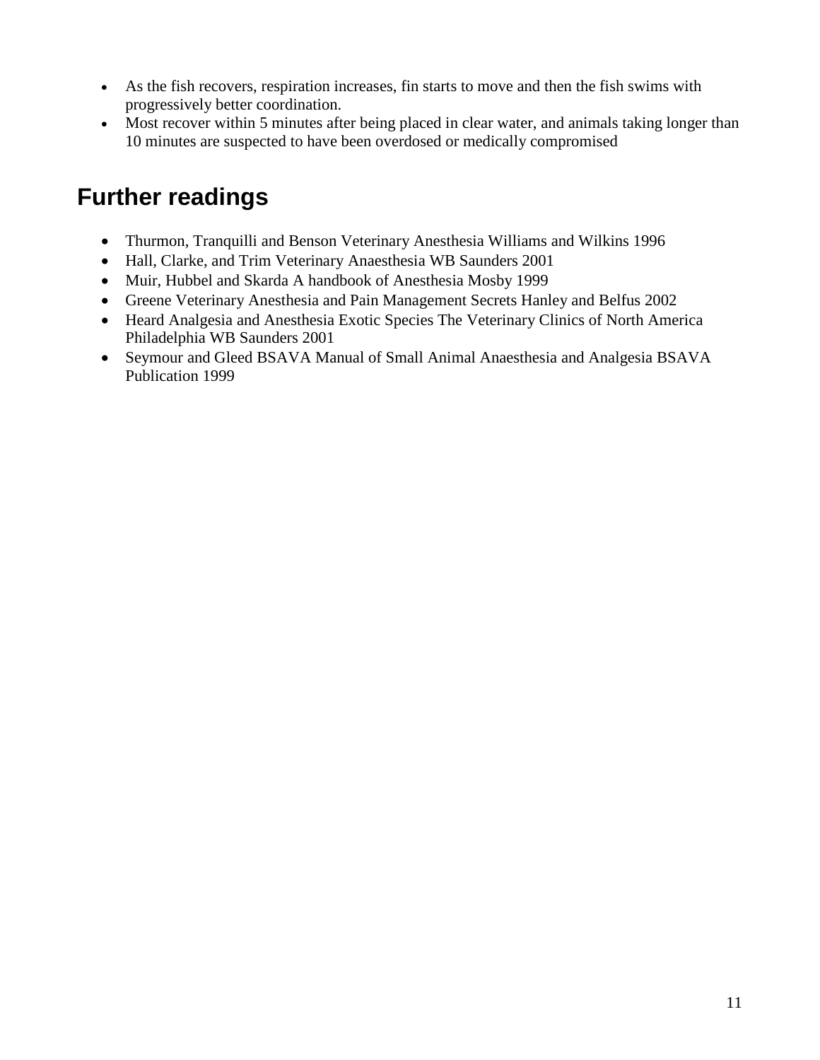- As the fish recovers, respiration increases, fin starts to move and then the fish swims with progressively better coordination.
- Most recover within 5 minutes after being placed in clear water, and animals taking longer than 10 minutes are suspected to have been overdosed or medically compromised

## Further readings

- Thurmon, Tranquilli and Benson Veterinary Anesthesia Williams and Wilkins 1996
- Hall, Clarke, and Trim Veterinary Anaesthesia WB Saunders 2001
- Muir, Hubbel and Skarda A handbook of Anesthesia Mosby 1999
- Greene Veterinary Anesthesia and Pain Management Secrets Hanley and Belfus 2002
- Heard Analgesia and Anesthesia Exotic Species The Veterinary Clinics of North America Philadelphia WB Saunders 2001
- Seymour and Gleed BSAVA Manual of Small Animal Anaesthesia and Analgesia BSAVA Publication 1999